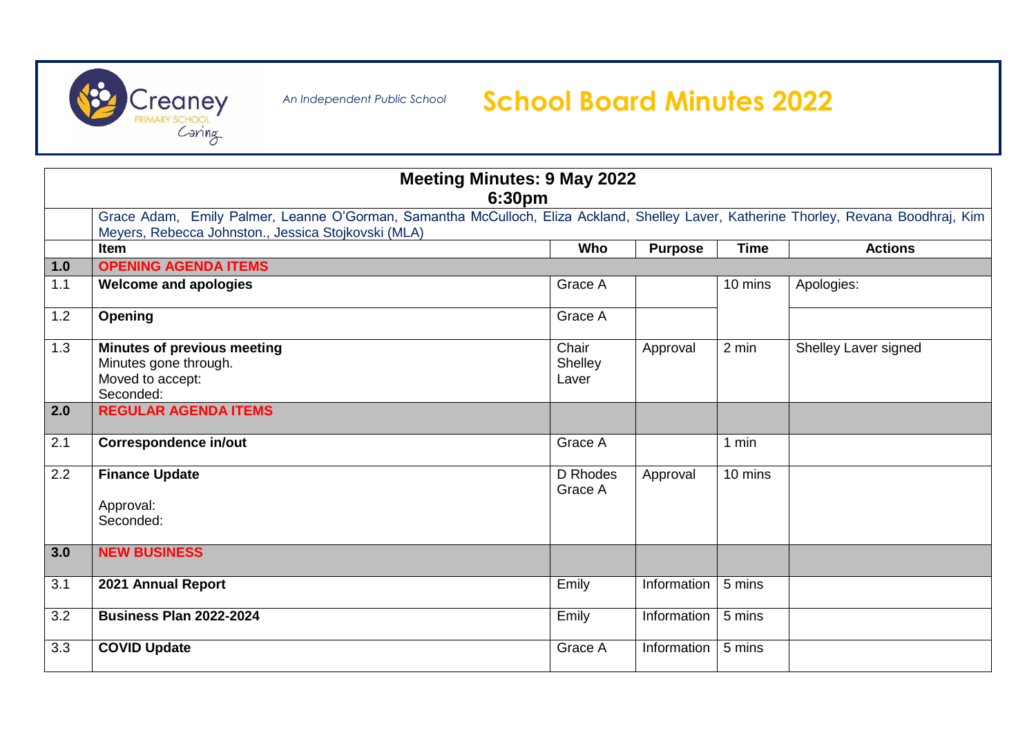Creaney PRIMARY SCHOOL Caring

*An Independent Public School*

# School Board Minutes 2022

| Meeting Minutes: 9 May 2022 6:30pm | | | | | |
|---|---|---|---|---|---|
| | Grace Adam, Emily Palmer, Leanne O'Gorman, Samantha McCulloch, Eliza Ackland, Shelley Laver, Katherine Thorley, Revana Boodhraj, Kim Meyers, Rebecca Johnston., Jessica Stojkovski (MLA) | | | | |
| | **Item** | **Who** | **Purpose** | **Time** | **Actions** |
| **1.0** | **OPENING AGENDA ITEMS** | | | | |
| 1.1 | **Welcome and apologies** | Grace A | | 10 mins | Apologies: |
| 1.2 | **Opening** | Grace A | | | |
| 1.3 | **Minutes of previous meeting**<br>Minutes gone through.<br>Moved to accept:<br>Seconded: | Chair Shelley Laver | Approval | 2 min | Shelley Laver signed |
| **2.0** | **REGULAR AGENDA ITEMS** | | | | |
| 2.1 | **Correspondence in/out** | Grace A | | 1 min | |
| 2.2 | **Finance Update**<br><br>Approval:<br>Seconded: | D Rhodes<br>Grace A | Approval | 10 mins | |
| **3.0** | **NEW BUSINESS** | | | | |
| 3.1 | **2021 Annual Report** | Emily | Information | 5 mins | |
| 3.2 | **Business Plan 2022-2024** | Emily | Information | 5 mins | |
| 3.3 | **COVID Update** | Grace A | Information | 5 mins | |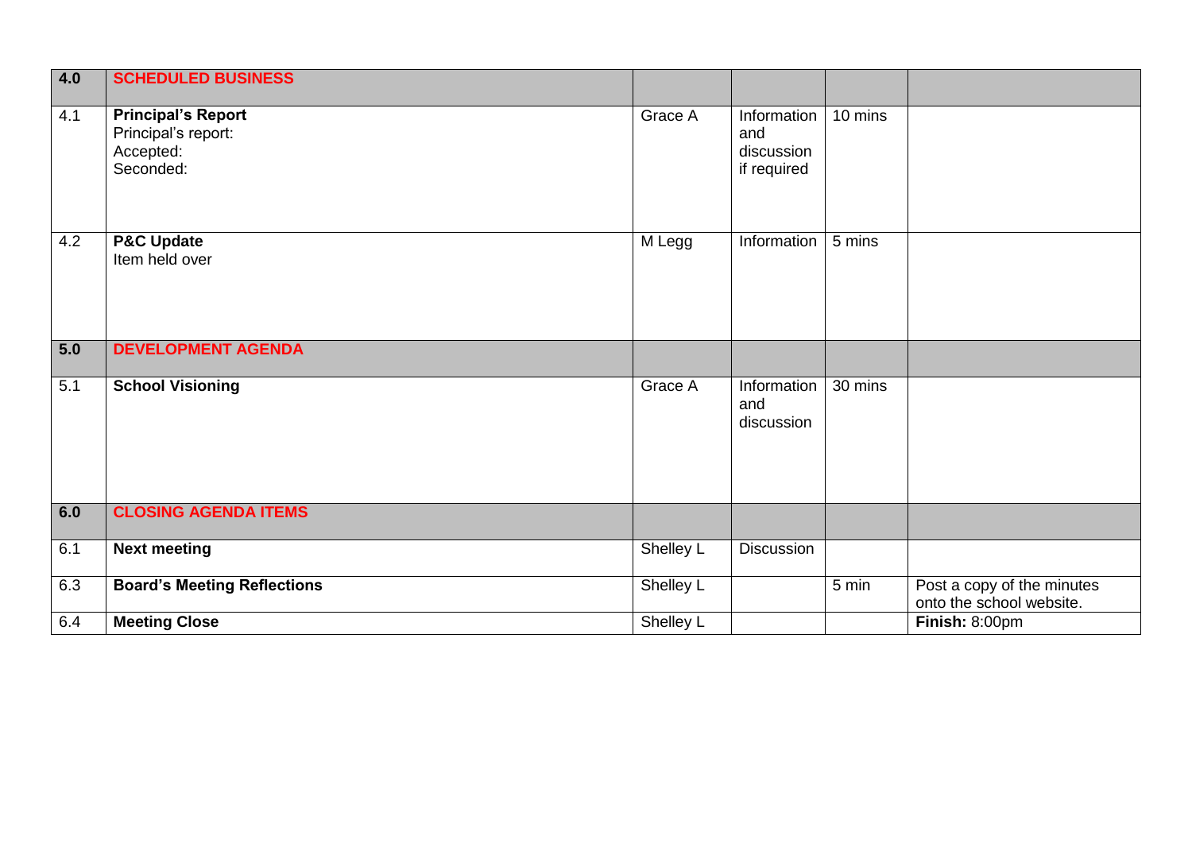| | | | | | |
|---|---|---|---|---|---|
| **4.0** | **SCHEDULED BUSINESS** | | | | |
| 4.1 | **Principal's Report**<br>Principal's report:<br>Accepted:<br>Seconded: | Grace A | Information and discussion if required | 10 mins | |
| 4.2 | **P&C Update**<br>Item held over | M Legg | Information | 5 mins | |
| **5.0** | **DEVELOPMENT AGENDA** | | | | |
| 5.1 | **School Visioning** | Grace A | Information and discussion | 30 mins | |
| **6.0** | **CLOSING AGENDA ITEMS** | | | | |
| 6.1 | **Next meeting** | Shelley L | Discussion | | |
| 6.3 | **Board's Meeting Reflections** | Shelley L | | 5 min | Post a copy of the minutes onto the school website. |
| 6.4 | **Meeting Close** | Shelley L | | | **Finish:** 8:00pm |